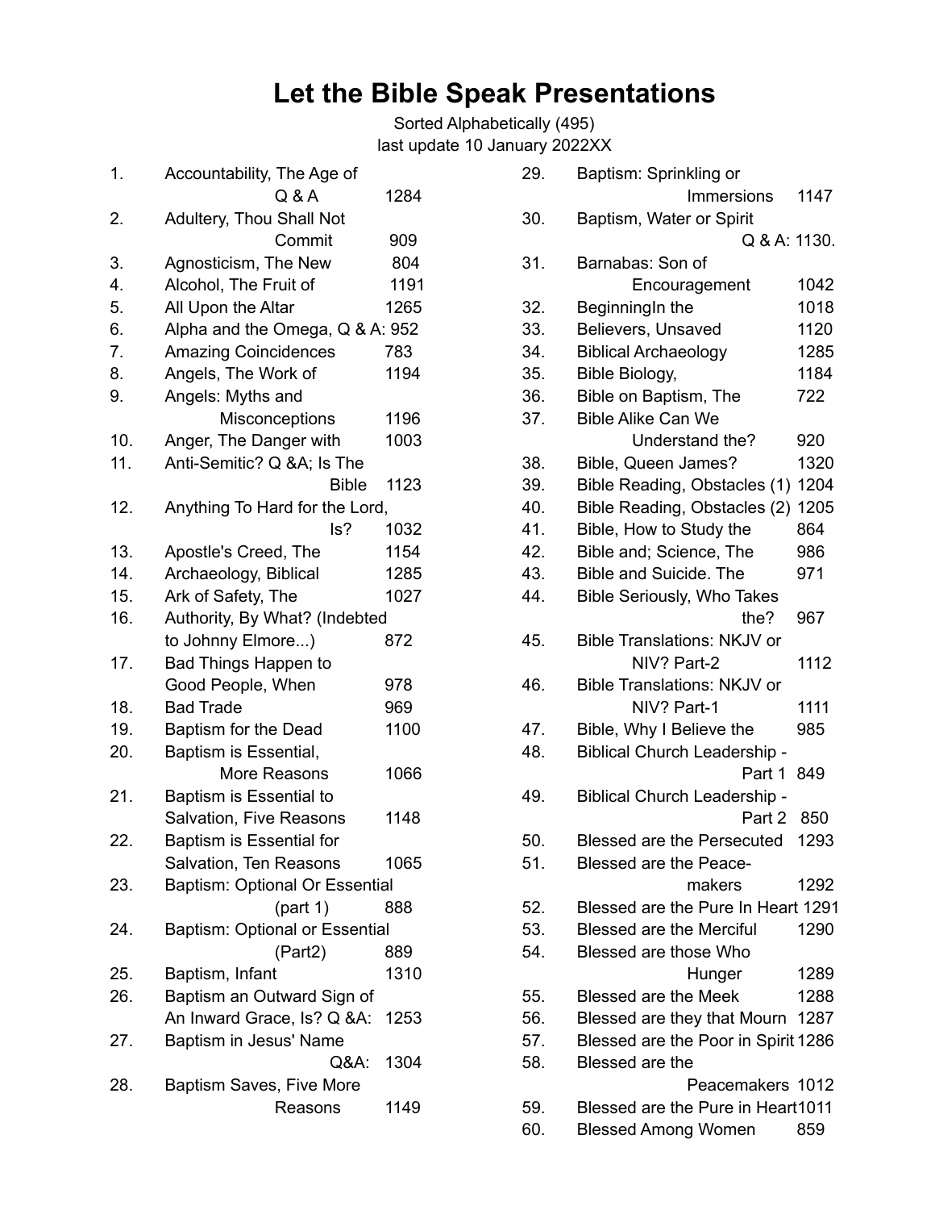# Let the Bible Speak Presentations

Sorted Alphabetically (495)
last update 10 January 2022XX

1. Accountability, The Age of Q & A 1284
2. Adultery, Thou Shall Not Commit 909
3. Agnosticism, The New 804
4. Alcohol, The Fruit of 1191
5. All Upon the Altar 1265
6. Alpha and the Omega, Q & A: 952
7. Amazing Coincidences 783
8. Angels, The Work of 1194
9. Angels: Myths and Misconceptions 1196
10. Anger, The Danger with 1003
11. Anti-Semitic? Q &A; Is The Bible 1123
12. Anything To Hard for the Lord, Is? 1032
13. Apostle's Creed, The 1154
14. Archaeology, Biblical 1285
15. Ark of Safety, The 1027
16. Authority, By What? (Indebted to Johnny Elmore...) 872
17. Bad Things Happen to Good People, When 978
18. Bad Trade 969
19. Baptism for the Dead 1100
20. Baptism is Essential, More Reasons 1066
21. Baptism is Essential to Salvation, Five Reasons 1148
22. Baptism is Essential for Salvation, Ten Reasons 1065
23. Baptism: Optional Or Essential (part 1) 888
24. Baptism: Optional or Essential (Part2) 889
25. Baptism, Infant 1310
26. Baptism an Outward Sign of An Inward Grace, Is? Q &A: 1253
27. Baptism in Jesus' Name Q&A: 1304
28. Baptism Saves, Five More Reasons 1149
29. Baptism: Sprinkling or Immersions 1147
30. Baptism, Water or Spirit Q & A: 1130.
31. Barnabas: Son of Encouragement 1042
32. BeginningIn the 1018
33. Believers, Unsaved 1120
34. Biblical Archaeology 1285
35. Bible Biology, 1184
36. Bible on Baptism, The 722
37. Bible Alike Can We Understand the? 920
38. Bible, Queen James? 1320
39. Bible Reading, Obstacles (1) 1204
40. Bible Reading, Obstacles (2) 1205
41. Bible, How to Study the 864
42. Bible and; Science, The 986
43. Bible and Suicide. The 971
44. Bible Seriously, Who Takes the? 967
45. Bible Translations: NKJV or NIV? Part-2 1112
46. Bible Translations: NKJV or NIV? Part-1 1111
47. Bible, Why I Believe the 985
48. Biblical Church Leadership - Part 1 849
49. Biblical Church Leadership - Part 2 850
50. Blessed are the Persecuted 1293
51. Blessed are the Peace-makers 1292
52. Blessed are the Pure In Heart 1291
53. Blessed are the Merciful 1290
54. Blessed are those Who Hunger 1289
55. Blessed are the Meek 1288
56. Blessed are they that Mourn 1287
57. Blessed are the Poor in Spirit 1286
58. Blessed are the Peacemakers 1012
59. Blessed are the Pure in Heart 1011
60. Blessed Among Women 859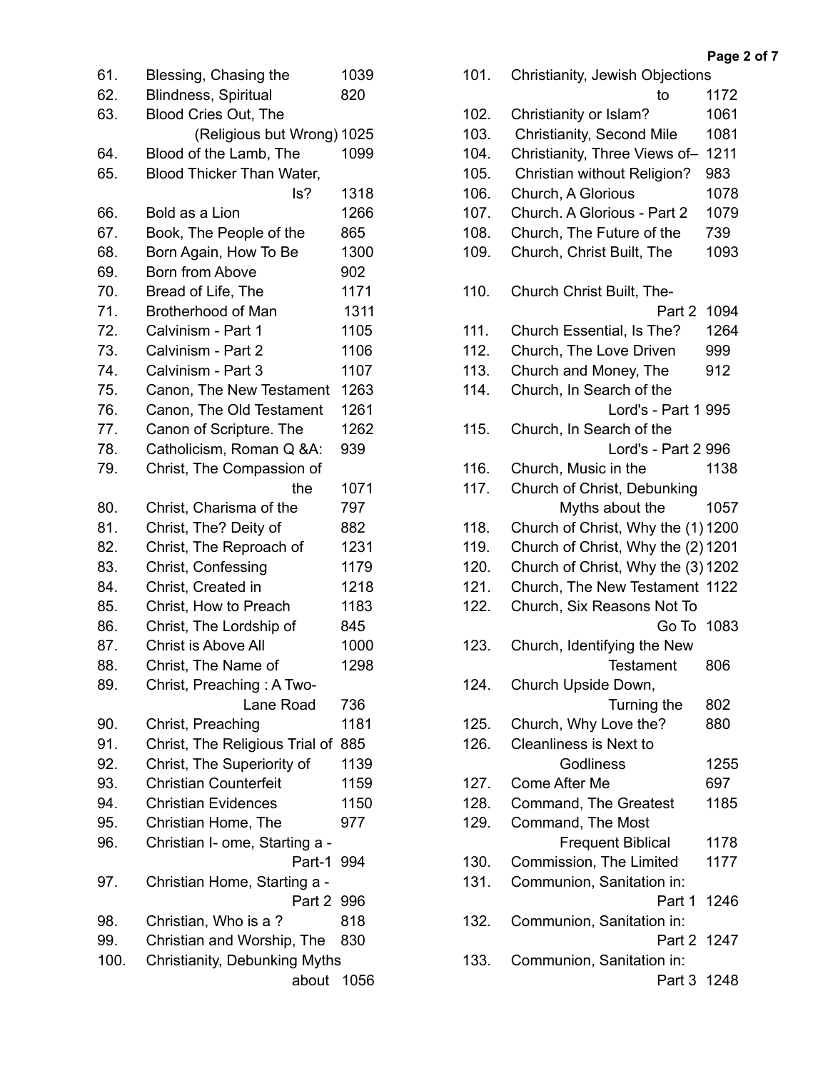| No. | Title | Number |
|---|---|---|
| 61. | Blessing, Chasing the | 1039 |
| 62. | Blindness, Spiritual | 820 |
| 63. | Blood Cries Out, The (Religious but Wrong) | 1025 |
| 64. | Blood of the Lamb, The | 1099 |
| 65. | Blood Thicker Than Water, Is? | 1318 |
| 66. | Bold as a Lion | 1266 |
| 67. | Book, The People of the | 865 |
| 68. | Born Again, How To Be | 1300 |
| 69. | Born from Above | 902 |
| 70. | Bread of Life, The | 1171 |
| 71. | Brotherhood of Man | 1311 |
| 72. | Calvinism - Part 1 | 1105 |
| 73. | Calvinism - Part 2 | 1106 |
| 74. | Calvinism - Part 3 | 1107 |
| 75. | Canon, The New Testament | 1263 |
| 76. | Canon, The Old Testament | 1261 |
| 77. | Canon of Scripture. The | 1262 |
| 78. | Catholicism, Roman Q &A: | 939 |
| 79. | Christ, The Compassion of the | 1071 |
| 80. | Christ, Charisma of the | 797 |
| 81. | Christ, The? Deity of | 882 |
| 82. | Christ, The Reproach of | 1231 |
| 83. | Christ, Confessing | 1179 |
| 84. | Christ, Created in | 1218 |
| 85. | Christ, How to Preach | 1183 |
| 86. | Christ, The Lordship of | 845 |
| 87. | Christ is Above All | 1000 |
| 88. | Christ, The Name of | 1298 |
| 89. | Christ, Preaching : A Two-Lane Road | 736 |
| 90. | Christ, Preaching | 1181 |
| 91. | Christ, The Religious Trial of | 885 |
| 92. | Christ, The Superiority of | 1139 |
| 93. | Christian Counterfeit | 1159 |
| 94. | Christian Evidences | 1150 |
| 95. | Christian Home, The | 977 |
| 96. | Christian I- ome, Starting a - Part-1 | 994 |
| 97. | Christian Home, Starting a - Part 2 | 996 |
| 98. | Christian, Who is a ? | 818 |
| 99. | Christian and Worship, The | 830 |
| 100. | Christianity, Debunking Myths about | 1056 |
| 101. | Christianity, Jewish Objections to | 1172 |
| 102. | Christianity or Islam? | 1061 |
| 103. | Christianity, Second Mile | 1081 |
| 104. | Christianity, Three Views of– | 1211 |
| 105. | Christian without Religion? | 983 |
| 106. | Church, A Glorious | 1078 |
| 107. | Church. A Glorious - Part 2 | 1079 |
| 108. | Church, The Future of the | 739 |
| 109. | Church, Christ Built, The | 1093 |
| 110. | Church Christ Built, The- Part 2 | 1094 |
| 111. | Church Essential, Is The? | 1264 |
| 112. | Church, The Love Driven | 999 |
| 113. | Church and Money, The | 912 |
| 114. | Church, In Search of the Lord's - Part 1 | 995 |
| 115. | Church, In Search of the Lord's - Part 2 | 996 |
| 116. | Church, Music in the | 1138 |
| 117. | Church of Christ, Debunking Myths about the | 1057 |
| 118. | Church of Christ, Why the (1) | 1200 |
| 119. | Church of Christ, Why the (2) | 1201 |
| 120. | Church of Christ, Why the (3) | 1202 |
| 121. | Church, The New Testament | 1122 |
| 122. | Church, Six Reasons Not To Go To | 1083 |
| 123. | Church, Identifying the New Testament | 806 |
| 124. | Church Upside Down, Turning the | 802 |
| 125. | Church, Why Love the? | 880 |
| 126. | Cleanliness is Next to Godliness | 1255 |
| 127. | Come After Me | 697 |
| 128. | Command, The Greatest | 1185 |
| 129. | Command, The Most Frequent Biblical | 1178 |
| 130. | Commission, The Limited | 1177 |
| 131. | Communion, Sanitation in: Part 1 | 1246 |
| 132. | Communion, Sanitation in: Part 2 | 1247 |
| 133. | Communion, Sanitation in: Part 3 | 1248 |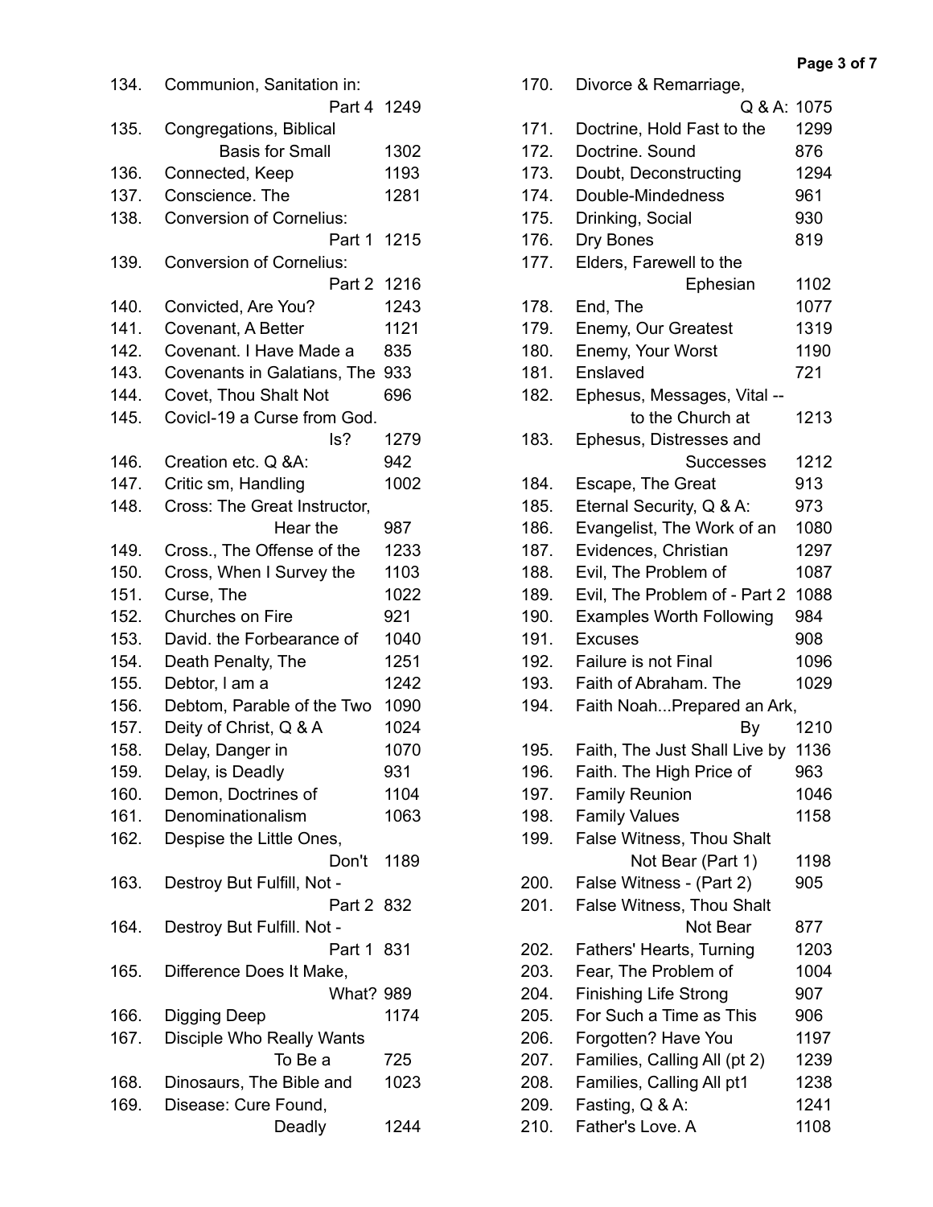| No. | Title | Number |
|---|---|---|
| 134. | Communion, Sanitation in: Part 4 | 1249 |
| 135. | Congregations, Biblical Basis for Small | 1302 |
| 136. | Connected, Keep | 1193 |
| 137. | Conscience. The | 1281 |
| 138. | Conversion of Cornelius: Part 1 | 1215 |
| 139. | Conversion of Cornelius: Part 2 | 1216 |
| 140. | Convicted, Are You? | 1243 |
| 141. | Covenant, A Better | 1121 |
| 142. | Covenant. I Have Made a | 835 |
| 143. | Covenants in Galatians, The | 933 |
| 144. | Covet, Thou Shalt Not | 696 |
| 145. | Covicl-19 a Curse from God. Is? | 1279 |
| 146. | Creation etc. Q &A: | 942 |
| 147. | Critic sm, Handling | 1002 |
| 148. | Cross: The Great Instructor, Hear the | 987 |
| 149. | Cross., The Offense of the | 1233 |
| 150. | Cross, When I Survey the | 1103 |
| 151. | Curse, The | 1022 |
| 152. | Churches on Fire | 921 |
| 153. | David. the Forbearance of | 1040 |
| 154. | Death Penalty, The | 1251 |
| 155. | Debtor, I am a | 1242 |
| 156. | Debtom, Parable of the Two | 1090 |
| 157. | Deity of Christ, Q & A | 1024 |
| 158. | Delay, Danger in | 1070 |
| 159. | Delay, is Deadly | 931 |
| 160. | Demon, Doctrines of | 1104 |
| 161. | Denominationalism | 1063 |
| 162. | Despise the Little Ones, Don't | 1189 |
| 163. | Destroy But Fulfill, Not - Part 2 | 832 |
| 164. | Destroy But Fulfill. Not - Part 1 | 831 |
| 165. | Difference Does It Make, What? | 989 |
| 166. | Digging Deep | 1174 |
| 167. | Disciple Who Really Wants To Be a | 725 |
| 168. | Dinosaurs, The Bible and | 1023 |
| 169. | Disease: Cure Found, Deadly | 1244 |
| 170. | Divorce & Remarriage, Q & A: | 1075 |
| 171. | Doctrine, Hold Fast to the | 1299 |
| 172. | Doctrine. Sound | 876 |
| 173. | Doubt, Deconstructing | 1294 |
| 174. | Double-Mindedness | 961 |
| 175. | Drinking, Social | 930 |
| 176. | Dry Bones | 819 |
| 177. | Elders, Farewell to the Ephesian | 1102 |
| 178. | End, The | 1077 |
| 179. | Enemy, Our Greatest | 1319 |
| 180. | Enemy, Your Worst | 1190 |
| 181. | Enslaved | 721 |
| 182. | Ephesus, Messages, Vital -- to the Church at | 1213 |
| 183. | Ephesus, Distresses and Successes | 1212 |
| 184. | Escape, The Great | 913 |
| 185. | Eternal Security, Q & A: | 973 |
| 186. | Evangelist, The Work of an | 1080 |
| 187. | Evidences, Christian | 1297 |
| 188. | Evil, The Problem of | 1087 |
| 189. | Evil, The Problem of - Part 2 | 1088 |
| 190. | Examples Worth Following | 984 |
| 191. | Excuses | 908 |
| 192. | Failure is not Final | 1096 |
| 193. | Faith of Abraham. The | 1029 |
| 194. | Faith Noah...Prepared an Ark, By | 1210 |
| 195. | Faith, The Just Shall Live by | 1136 |
| 196. | Faith. The High Price of | 963 |
| 197. | Family Reunion | 1046 |
| 198. | Family Values | 1158 |
| 199. | False Witness, Thou Shalt Not Bear (Part 1) | 1198 |
| 200. | False Witness - (Part 2) | 905 |
| 201. | False Witness, Thou Shalt Not Bear | 877 |
| 202. | Fathers' Hearts, Turning | 1203 |
| 203. | Fear, The Problem of | 1004 |
| 204. | Finishing Life Strong | 907 |
| 205. | For Such a Time as This | 906 |
| 206. | Forgotten? Have You | 1197 |
| 207. | Families, Calling All (pt 2) | 1239 |
| 208. | Families, Calling All pt1 | 1238 |
| 209. | Fasting, Q & A: | 1241 |
| 210. | Father's Love. A | 1108 |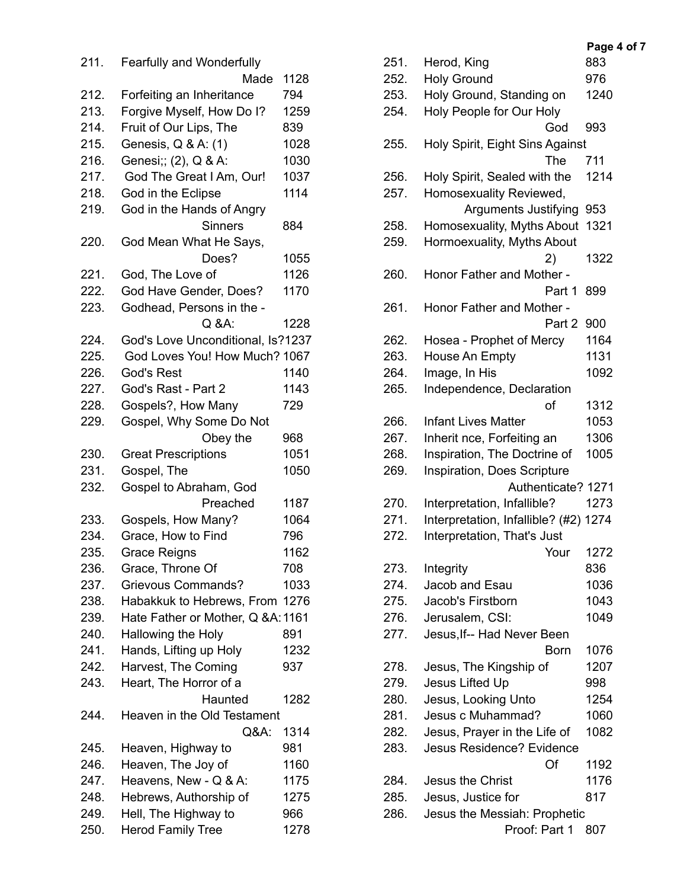| No. | Title | Page |
|---|---|---|
| 211. | Fearfully and Wonderfully Made | 1128 |
| 212. | Forfeiting an Inheritance | 794 |
| 213. | Forgive Myself, How Do I? | 1259 |
| 214. | Fruit of Our Lips, The | 839 |
| 215. | Genesis, Q & A: (1) | 1028 |
| 216. | Genesi;; (2), Q & A: | 1030 |
| 217. | God The Great I Am, Our! | 1037 |
| 218. | God in the Eclipse | 1114 |
| 219. | God in the Hands of Angry Sinners | 884 |
| 220. | God Mean What He Says, Does? | 1055 |
| 221. | God, The Love of | 1126 |
| 222. | God Have Gender, Does? | 1170 |
| 223. | Godhead, Persons in the - Q &A: | 1228 |
| 224. | God's Love Unconditional, Is? | 1237 |
| 225. | God Loves You! How Much? | 1067 |
| 226. | God's Rest | 1140 |
| 227. | God's Rast - Part 2 | 1143 |
| 228. | Gospels?, How Many | 729 |
| 229. | Gospel, Why Some Do Not Obey the | 968 |
| 230. | Great Prescriptions | 1051 |
| 231. | Gospel, The | 1050 |
| 232. | Gospel to Abraham, God Preached | 1187 |
| 233. | Gospels, How Many? | 1064 |
| 234. | Grace, How to Find | 796 |
| 235. | Grace Reigns | 1162 |
| 236. | Grace, Throne Of | 708 |
| 237. | Grievous Commands? | 1033 |
| 238. | Habakkuk to Hebrews, From | 1276 |
| 239. | Hate Father or Mother, Q &A: | 1161 |
| 240. | Hallowing the Holy | 891 |
| 241. | Hands, Lifting up Holy | 1232 |
| 242. | Harvest, The Coming | 937 |
| 243. | Heart, The Horror of a Haunted | 1282 |
| 244. | Heaven in the Old Testament Q&A: | 1314 |
| 245. | Heaven, Highway to | 981 |
| 246. | Heaven, The Joy of | 1160 |
| 247. | Heavens, New - Q & A: | 1175 |
| 248. | Hebrews, Authorship of | 1275 |
| 249. | Hell, The Highway to | 966 |
| 250. | Herod Family Tree | 1278 |
| 251. | Herod, King | 883 |
| 252. | Holy Ground | 976 |
| 253. | Holy Ground, Standing on | 1240 |
| 254. | Holy People for Our Holy God | 993 |
| 255. | Holy Spirit, Eight Sins Against The | 711 |
| 256. | Holy Spirit, Sealed with the | 1214 |
| 257. | Homosexuality Reviewed, Arguments Justifying | 953 |
| 258. | Homosexuality, Myths About | 1321 |
| 259. | Hormoexuality, Myths About 2) | 1322 |
| 260. | Honor Father and Mother - Part 1 | 899 |
| 261. | Honor Father and Mother - Part 2 | 900 |
| 262. | Hosea - Prophet of Mercy | 1164 |
| 263. | House An Empty | 1131 |
| 264. | Image, In His | 1092 |
| 265. | Independence, Declaration of | 1312 |
| 266. | Infant Lives Matter | 1053 |
| 267. | Inherit nce, Forfeiting an | 1306 |
| 268. | Inspiration, The Doctrine of | 1005 |
| 269. | Inspiration, Does Scripture Authenticate? | 1271 |
| 270. | Interpretation, Infallible? | 1273 |
| 271. | Interpretation, Infallible? (#2) | 1274 |
| 272. | Interpretation, That's Just Your | 1272 |
| 273. | Integrity | 836 |
| 274. | Jacob and Esau | 1036 |
| 275. | Jacob's Firstborn | 1043 |
| 276. | Jerusalem, CSI: | 1049 |
| 277. | Jesus,If-- Had Never Been Born | 1076 |
| 278. | Jesus, The Kingship of | 1207 |
| 279. | Jesus Lifted Up | 998 |
| 280. | Jesus, Looking Unto | 1254 |
| 281. | Jesus c Muhammad? | 1060 |
| 282. | Jesus, Prayer in the Life of | 1082 |
| 283. | Jesus Residence? Evidence Of | 1192 |
| 284. | Jesus the Christ | 1176 |
| 285. | Jesus, Justice for | 817 |
| 286. | Jesus the Messiah: Prophetic Proof: Part 1 | 807 |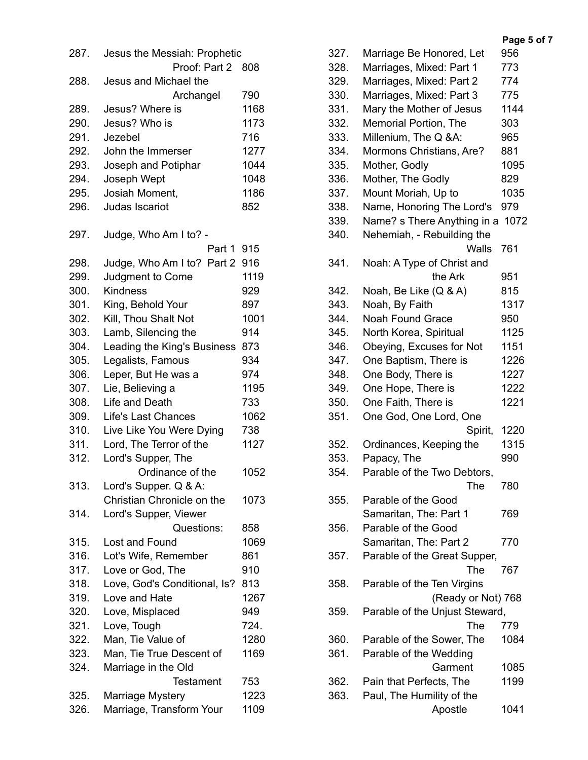| No. | Title | Number |
|---|---|---|
| 287. | Jesus the Messiah: Prophetic Proof: Part 2 | 808 |
| 288. | Jesus and Michael the Archangel | 790 |
| 289. | Jesus? Where is | 1168 |
| 290. | Jesus? Who is | 1173 |
| 291. | Jezebel | 716 |
| 292. | John the Immerser | 1277 |
| 293. | Joseph and Potiphar | 1044 |
| 294. | Joseph Wept | 1048 |
| 295. | Josiah Moment, | 1186 |
| 296. | Judas Iscariot | 852 |
| 297. | Judge, Who Am I to? - Part 1 | 915 |
| 298. | Judge, Who Am I to? Part 2 | 916 |
| 299. | Judgment to Come | 1119 |
| 300. | Kindness | 929 |
| 301. | King, Behold Your | 897 |
| 302. | Kill, Thou Shalt Not | 1001 |
| 303. | Lamb, Silencing the | 914 |
| 304. | Leading the King's Business | 873 |
| 305. | Legalists, Famous | 934 |
| 306. | Leper, But He was a | 974 |
| 307. | Lie, Believing a | 1195 |
| 308. | Life and Death | 733 |
| 309. | Life's Last Chances | 1062 |
| 310. | Live Like You Were Dying | 738 |
| 311. | Lord, The Terror of the | 1127 |
| 312. | Lord's Supper, The Ordinance of the | 1052 |
| 313. | Lord's Supper. Q & A: Christian Chronicle on the | 1073 |
| 314. | Lord's Supper, Viewer Questions: | 858 |
| 315. | Lost and Found | 1069 |
| 316. | Lot's Wife, Remember | 861 |
| 317. | Love or God, The | 910 |
| 318. | Love, God's Conditional, Is? | 813 |
| 319. | Love and Hate | 1267 |
| 320. | Love, Misplaced | 949 |
| 321. | Love, Tough | 724. |
| 322. | Man, Tie Value of | 1280 |
| 323. | Man, Tie True Descent of | 1169 |
| 324. | Marriage in the Old Testament | 753 |
| 325. | Marriage Mystery | 1223 |
| 326. | Marriage, Transform Your | 1109 |
| 327. | Marriage Be Honored, Let | 956 |
| 328. | Marriages, Mixed: Part 1 | 773 |
| 329. | Marriages, Mixed: Part 2 | 774 |
| 330. | Marriages, Mixed: Part 3 | 775 |
| 331. | Mary the Mother of Jesus | 1144 |
| 332. | Memorial Portion, The | 303 |
| 333. | Millenium, The Q &A: | 965 |
| 334. | Mormons Christians, Are? | 881 |
| 335. | Mother, Godly | 1095 |
| 336. | Mother, The Godly | 829 |
| 337. | Mount Moriah, Up to | 1035 |
| 338. | Name, Honoring The Lord's | 979 |
| 339. | Name? s There Anything in a | 1072 |
| 340. | Nehemiah, - Rebuilding the Walls | 761 |
| 341. | Noah: A Type of Christ and the Ark | 951 |
| 342. | Noah, Be Like (Q & A) | 815 |
| 343. | Noah, By Faith | 1317 |
| 344. | Noah Found Grace | 950 |
| 345. | North Korea, Spiritual | 1125 |
| 346. | Obeying, Excuses for Not | 1151 |
| 347. | One Baptism, There is | 1226 |
| 348. | One Body, There is | 1227 |
| 349. | One Hope, There is | 1222 |
| 350. | One Faith, There is | 1221 |
| 351. | One God, One Lord, One Spirit, | 1220 |
| 352. | Ordinances, Keeping the | 1315 |
| 353. | Papacy, The | 990 |
| 354. | Parable of the Two Debtors, The | 780 |
| 355. | Parable of the Good Samaritan, The: Part 1 | 769 |
| 356. | Parable of the Good Samaritan, The: Part 2 | 770 |
| 357. | Parable of the Great Supper, The | 767 |
| 358. | Parable of the Ten Virgins (Ready or Not) | 768 |
| 359. | Parable of the Unjust Steward, The | 779 |
| 360. | Parable of the Sower, The | 1084 |
| 361. | Parable of the Wedding Garment | 1085 |
| 362. | Pain that Perfects, The | 1199 |
| 363. | Paul, The Humility of the Apostle | 1041 |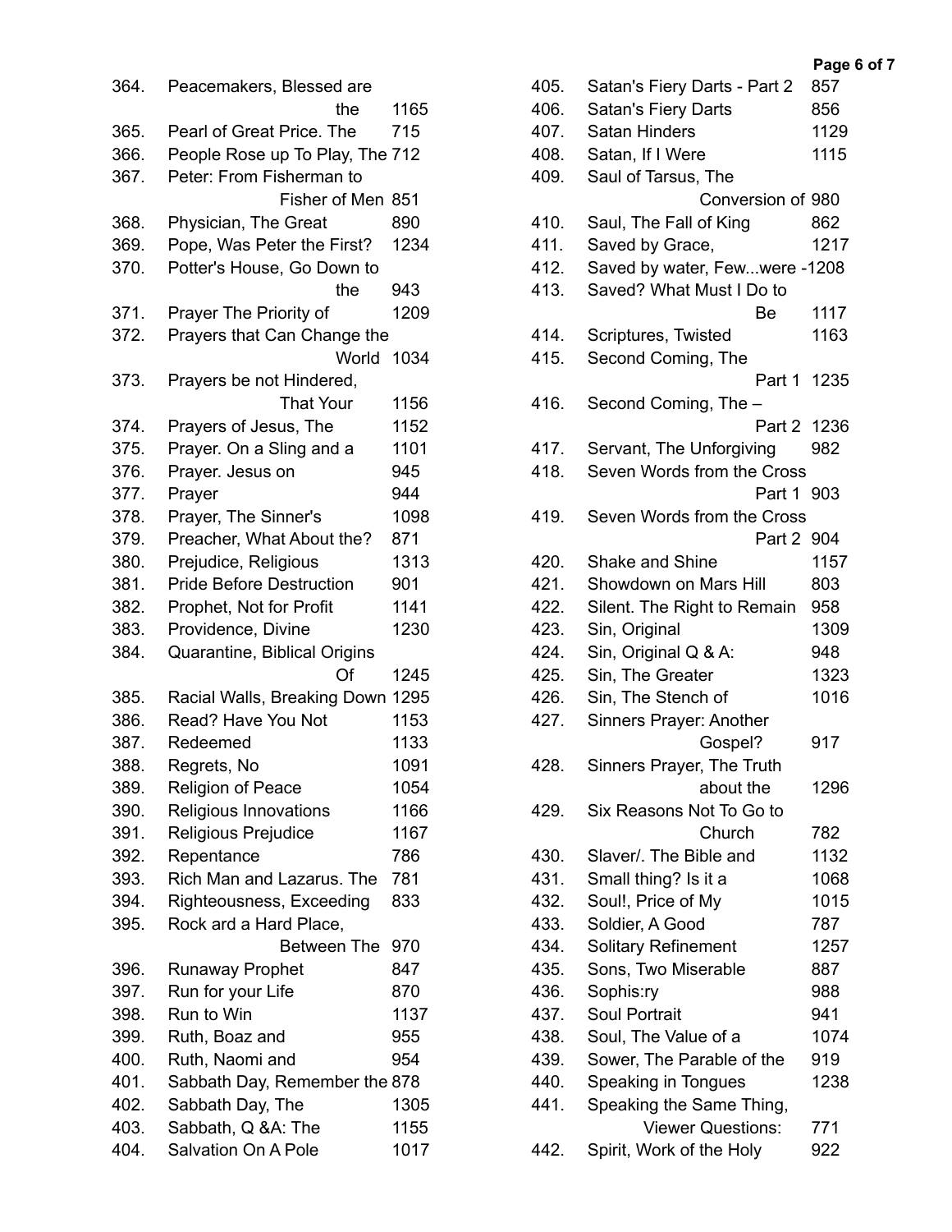| No. | Title | Number |
|---|---|---|
| 364. | Peacemakers, Blessed are the | 1165 |
| 365. | Pearl of Great Price. The | 715 |
| 366. | People Rose up To Play, The | 712 |
| 367. | Peter: From Fisherman to Fisher of Men | 851 |
| 368. | Physician, The Great | 890 |
| 369. | Pope, Was Peter the First? | 1234 |
| 370. | Potter's House, Go Down to the | 943 |
| 371. | Prayer The Priority of | 1209 |
| 372. | Prayers that Can Change the World | 1034 |
| 373. | Prayers be not Hindered, That Your | 1156 |
| 374. | Prayers of Jesus, The | 1152 |
| 375. | Prayer. On a Sling and a | 1101 |
| 376. | Prayer. Jesus on | 945 |
| 377. | Prayer | 944 |
| 378. | Prayer, The Sinner's | 1098 |
| 379. | Preacher, What About the? | 871 |
| 380. | Prejudice, Religious | 1313 |
| 381. | Pride Before Destruction | 901 |
| 382. | Prophet, Not for Profit | 1141 |
| 383. | Providence, Divine | 1230 |
| 384. | Quarantine, Biblical Origins Of | 1245 |
| 385. | Racial Walls, Breaking Down | 1295 |
| 386. | Read? Have You Not | 1153 |
| 387. | Redeemed | 1133 |
| 388. | Regrets, No | 1091 |
| 389. | Religion of Peace | 1054 |
| 390. | Religious Innovations | 1166 |
| 391. | Religious Prejudice | 1167 |
| 392. | Repentance | 786 |
| 393. | Rich Man and Lazarus. The | 781 |
| 394. | Righteousness, Exceeding | 833 |
| 395. | Rock ard a Hard Place, Between The | 970 |
| 396. | Runaway Prophet | 847 |
| 397. | Run for your Life | 870 |
| 398. | Run to Win | 1137 |
| 399. | Ruth, Boaz and | 955 |
| 400. | Ruth, Naomi and | 954 |
| 401. | Sabbath Day, Remember the | 878 |
| 402. | Sabbath Day, The | 1305 |
| 403. | Sabbath, Q &A: The | 1155 |
| 404. | Salvation On A Pole | 1017 |
| 405. | Satan's Fiery Darts - Part 2 | 857 |
| 406. | Satan's Fiery Darts | 856 |
| 407. | Satan Hinders | 1129 |
| 408. | Satan, If I Were | 1115 |
| 409. | Saul of Tarsus, The Conversion of | 980 |
| 410. | Saul, The Fall of King | 862 |
| 411. | Saved by Grace, | 1217 |
| 412. | Saved by water, Few...were - | 1208 |
| 413. | Saved? What Must I Do to Be | 1117 |
| 414. | Scriptures, Twisted | 1163 |
| 415. | Second Coming, The Part 1 | 1235 |
| 416. | Second Coming, The – Part 2 | 1236 |
| 417. | Servant, The Unforgiving | 982 |
| 418. | Seven Words from the Cross Part 1 | 903 |
| 419. | Seven Words from the Cross Part 2 | 904 |
| 420. | Shake and Shine | 1157 |
| 421. | Showdown on Mars Hill | 803 |
| 422. | Silent. The Right to Remain | 958 |
| 423. | Sin, Original | 1309 |
| 424. | Sin, Original Q & A: | 948 |
| 425. | Sin, The Greater | 1323 |
| 426. | Sin, The Stench of | 1016 |
| 427. | Sinners Prayer: Another Gospel? | 917 |
| 428. | Sinners Prayer, The Truth about the | 1296 |
| 429. | Six Reasons Not To Go to Church | 782 |
| 430. | Slaver/. The Bible and | 1132 |
| 431. | Small thing? Is it a | 1068 |
| 432. | Soul!, Price of My | 1015 |
| 433. | Soldier, A Good | 787 |
| 434. | Solitary Refinement | 1257 |
| 435. | Sons, Two Miserable | 887 |
| 436. | Sophis:ry | 988 |
| 437. | Soul Portrait | 941 |
| 438. | Soul, The Value of a | 1074 |
| 439. | Sower, The Parable of the | 919 |
| 440. | Speaking in Tongues | 1238 |
| 441. | Speaking the Same Thing, Viewer Questions: | 771 |
| 442. | Spirit, Work of the Holy | 922 |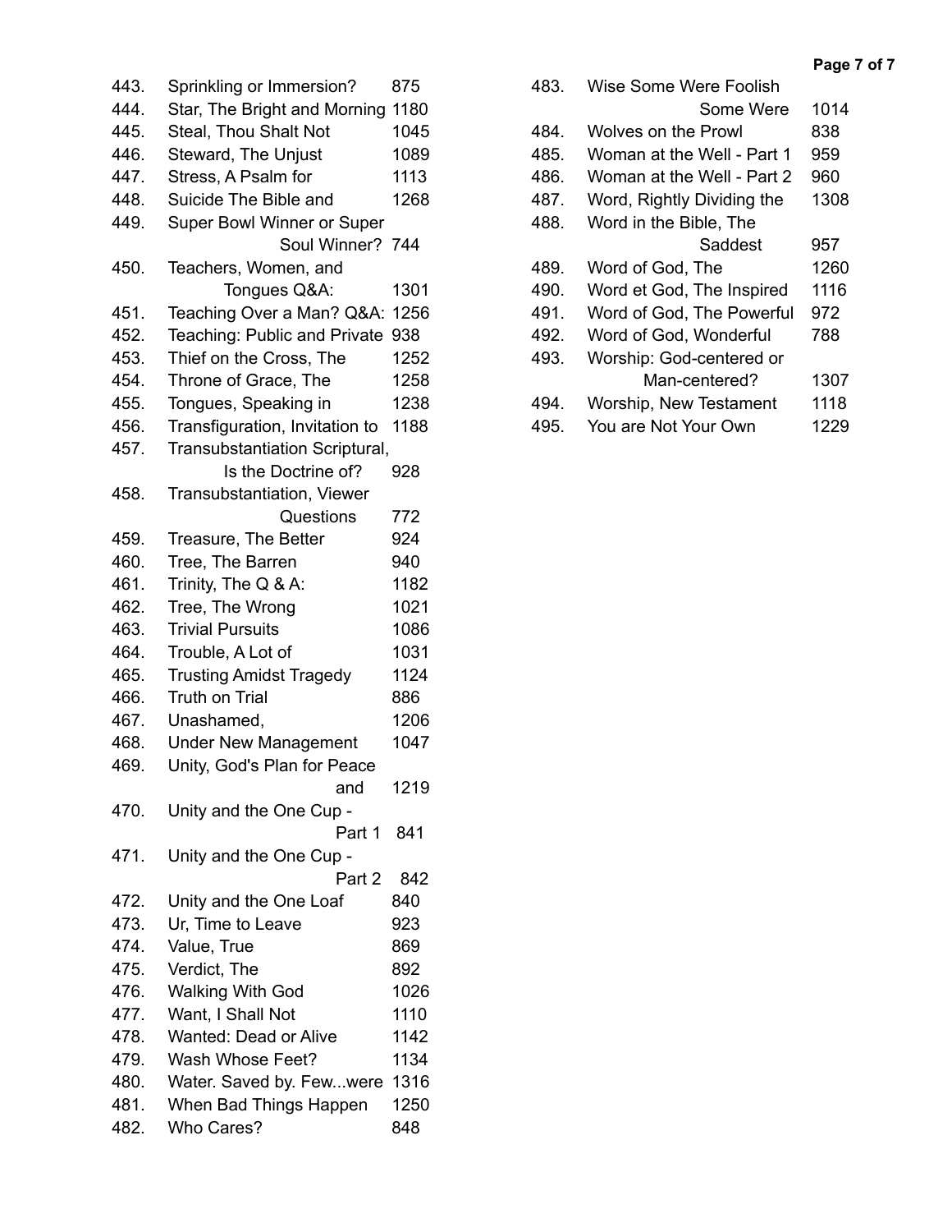| | | |
|---|---|---|
| 443. | Sprinkling or Immersion? | 875 |
| 444. | Star, The Bright and Morning | 1180 |
| 445. | Steal, Thou Shalt Not | 1045 |
| 446. | Steward, The Unjust | 1089 |
| 447. | Stress, A Psalm for | 1113 |
| 448. | Suicide The Bible and | 1268 |
| 449. | Super Bowl Winner or Super Soul Winner? | 744 |
| 450. | Teachers, Women, and Tongues Q&A: | 1301 |
| 451. | Teaching Over a Man? Q&A: | 1256 |
| 452. | Teaching: Public and Private | 938 |
| 453. | Thief on the Cross, The | 1252 |
| 454. | Throne of Grace, The | 1258 |
| 455. | Tongues, Speaking in | 1238 |
| 456. | Transfiguration, Invitation to | 1188 |
| 457. | Transubstantiation Scriptural, Is the Doctrine of? | 928 |
| 458. | Transubstantiation, Viewer Questions | 772 |
| 459. | Treasure, The Better | 924 |
| 460. | Tree, The Barren | 940 |
| 461. | Trinity, The Q & A: | 1182 |
| 462. | Tree, The Wrong | 1021 |
| 463. | Trivial Pursuits | 1086 |
| 464. | Trouble, A Lot of | 1031 |
| 465. | Trusting Amidst Tragedy | 1124 |
| 466. | Truth on Trial | 886 |
| 467. | Unashamed, | 1206 |
| 468. | Under New Management | 1047 |
| 469. | Unity, God's Plan for Peace and | 1219 |
| 470. | Unity and the One Cup - Part 1 | 841 |
| 471. | Unity and the One Cup - Part 2 | 842 |
| 472. | Unity and the One Loaf | 840 |
| 473. | Ur, Time to Leave | 923 |
| 474. | Value, True | 869 |
| 475. | Verdict, The | 892 |
| 476. | Walking With God | 1026 |
| 477. | Want, I Shall Not | 1110 |
| 478. | Wanted: Dead or Alive | 1142 |
| 479. | Wash Whose Feet? | 1134 |
| 480. | Water. Saved by. Few...were | 1316 |
| 481. | When Bad Things Happen | 1250 |
| 482. | Who Cares? | 848 |
| 483. | Wise Some Were Foolish Some Were | 1014 |
| 484. | Wolves on the Prowl | 838 |
| 485. | Woman at the Well - Part 1 | 959 |
| 486. | Woman at the Well - Part 2 | 960 |
| 487. | Word, Rightly Dividing the | 1308 |
| 488. | Word in the Bible, The Saddest | 957 |
| 489. | Word of God, The | 1260 |
| 490. | Word et God, The Inspired | 1116 |
| 491. | Word of God, The Powerful | 972 |
| 492. | Word of God, Wonderful | 788 |
| 493. | Worship: God-centered or Man-centered? | 1307 |
| 494. | Worship, New Testament | 1118 |
| 495. | You are Not Your Own | 1229 |